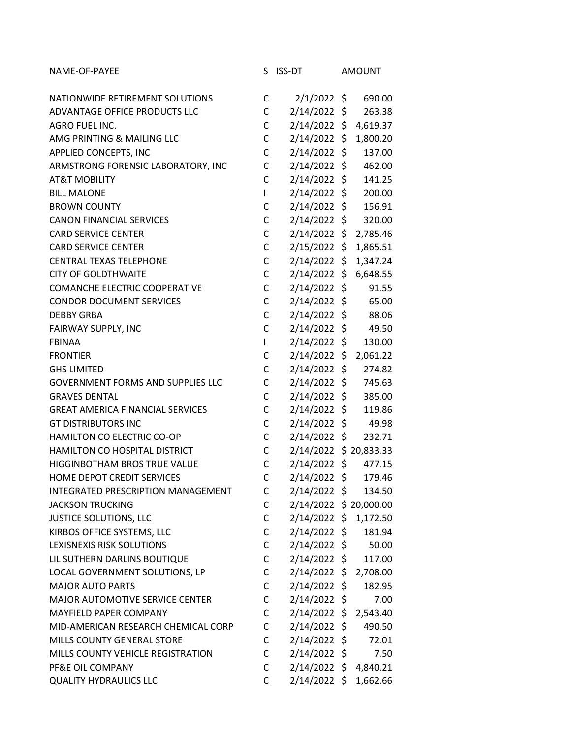| NAME-OF-PAYEE | S | ISS-DT | AMOUNT |
|---|---|---|---|
| NATIONWIDE RETIREMENT SOLUTIONS | C | 2/1/2022 | $ 690.00 |
| ADVANTAGE OFFICE PRODUCTS LLC | C | 2/14/2022 | $ 263.38 |
| AGRO FUEL INC. | C | 2/14/2022 | $ 4,619.37 |
| AMG PRINTING & MAILING LLC | C | 2/14/2022 | $ 1,800.20 |
| APPLIED CONCEPTS, INC | C | 2/14/2022 | $ 137.00 |
| ARMSTRONG FORENSIC LABORATORY, INC | C | 2/14/2022 | $ 462.00 |
| AT&T MOBILITY | C | 2/14/2022 | $ 141.25 |
| BILL MALONE | I | 2/14/2022 | $ 200.00 |
| BROWN COUNTY | C | 2/14/2022 | $ 156.91 |
| CANON FINANCIAL SERVICES | C | 2/14/2022 | $ 320.00 |
| CARD SERVICE CENTER | C | 2/14/2022 | $ 2,785.46 |
| CARD SERVICE CENTER | C | 2/15/2022 | $ 1,865.51 |
| CENTRAL TEXAS TELEPHONE | C | 2/14/2022 | $ 1,347.24 |
| CITY OF GOLDTHWAITE | C | 2/14/2022 | $ 6,648.55 |
| COMANCHE ELECTRIC COOPERATIVE | C | 2/14/2022 | $ 91.55 |
| CONDOR DOCUMENT SERVICES | C | 2/14/2022 | $ 65.00 |
| DEBBY GRBA | C | 2/14/2022 | $ 88.06 |
| FAIRWAY SUPPLY, INC | C | 2/14/2022 | $ 49.50 |
| FBINAA | I | 2/14/2022 | $ 130.00 |
| FRONTIER | C | 2/14/2022 | $ 2,061.22 |
| GHS LIMITED | C | 2/14/2022 | $ 274.82 |
| GOVERNMENT FORMS AND SUPPLIES LLC | C | 2/14/2022 | $ 745.63 |
| GRAVES DENTAL | C | 2/14/2022 | $ 385.00 |
| GREAT AMERICA FINANCIAL SERVICES | C | 2/14/2022 | $ 119.86 |
| GT DISTRIBUTORS INC | C | 2/14/2022 | $ 49.98 |
| HAMILTON CO ELECTRIC CO-OP | C | 2/14/2022 | $ 232.71 |
| HAMILTON CO HOSPITAL DISTRICT | C | 2/14/2022 | $ 20,833.33 |
| HIGGINBOTHAM BROS TRUE VALUE | C | 2/14/2022 | $ 477.15 |
| HOME DEPOT CREDIT SERVICES | C | 2/14/2022 | $ 179.46 |
| INTEGRATED PRESCRIPTION MANAGEMENT | C | 2/14/2022 | $ 134.50 |
| JACKSON TRUCKING | C | 2/14/2022 | $ 20,000.00 |
| JUSTICE SOLUTIONS, LLC | C | 2/14/2022 | $ 1,172.50 |
| KIRBOS OFFICE SYSTEMS, LLC | C | 2/14/2022 | $ 181.94 |
| LEXISNEXIS RISK SOLUTIONS | C | 2/14/2022 | $ 50.00 |
| LIL SUTHERN DARLINS BOUTIQUE | C | 2/14/2022 | $ 117.00 |
| LOCAL GOVERNMENT SOLUTIONS, LP | C | 2/14/2022 | $ 2,708.00 |
| MAJOR AUTO PARTS | C | 2/14/2022 | $ 182.95 |
| MAJOR AUTOMOTIVE SERVICE CENTER | C | 2/14/2022 | $ 7.00 |
| MAYFIELD PAPER COMPANY | C | 2/14/2022 | $ 2,543.40 |
| MID-AMERICAN RESEARCH CHEMICAL CORP | C | 2/14/2022 | $ 490.50 |
| MILLS COUNTY GENERAL STORE | C | 2/14/2022 | $ 72.01 |
| MILLS COUNTY VEHICLE REGISTRATION | C | 2/14/2022 | $ 7.50 |
| PF&E OIL COMPANY | C | 2/14/2022 | $ 4,840.21 |
| QUALITY HYDRAULICS LLC | C | 2/14/2022 | $ 1,662.66 |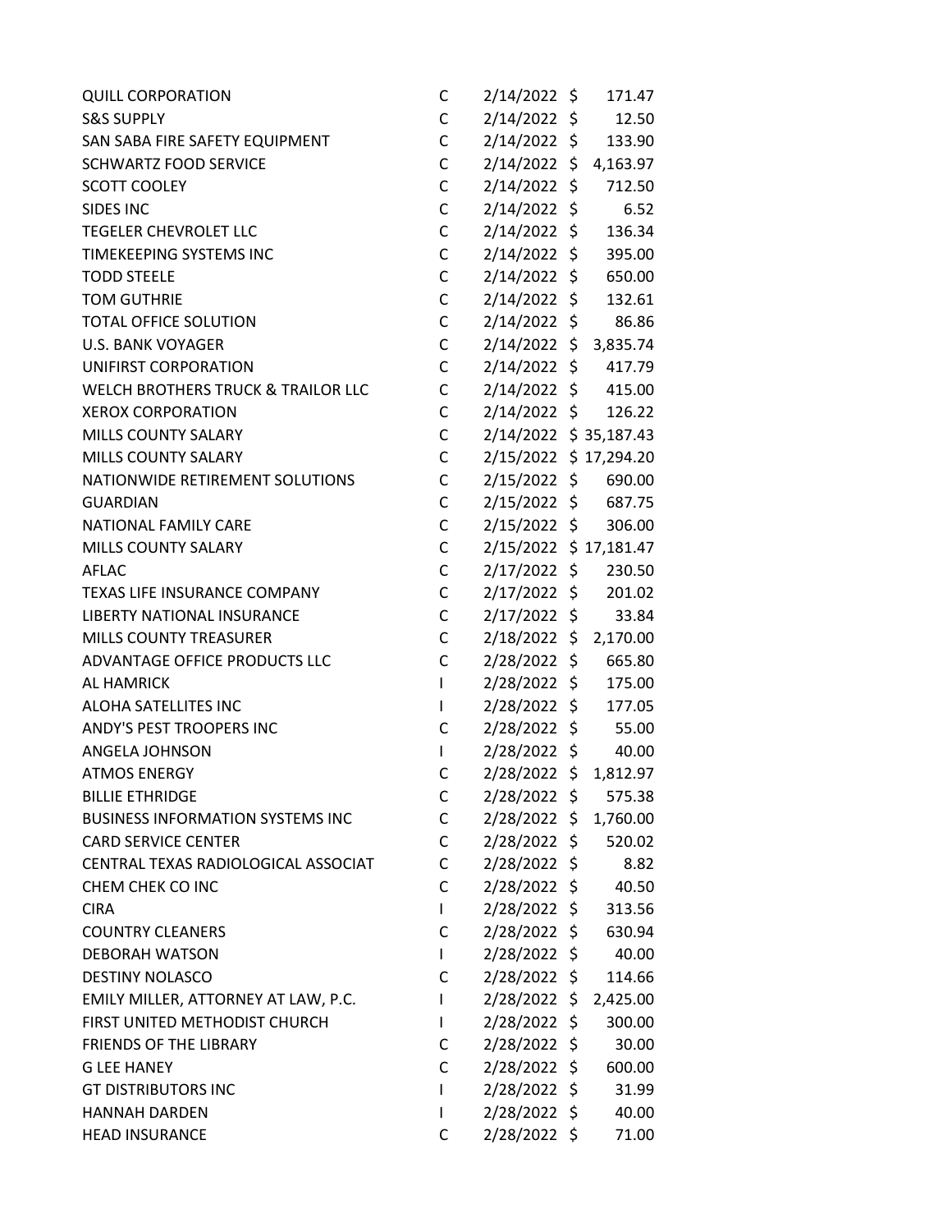| | | | |
|---|---|---|---|
| QUILL CORPORATION | C | 2/14/2022 | $ 171.47 |
| S&S SUPPLY | C | 2/14/2022 | $ 12.50 |
| SAN SABA FIRE SAFETY EQUIPMENT | C | 2/14/2022 | $ 133.90 |
| SCHWARTZ FOOD SERVICE | C | 2/14/2022 | $ 4,163.97 |
| SCOTT COOLEY | C | 2/14/2022 | $ 712.50 |
| SIDES INC | C | 2/14/2022 | $ 6.52 |
| TEGELER CHEVROLET LLC | C | 2/14/2022 | $ 136.34 |
| TIMEKEEPING SYSTEMS INC | C | 2/14/2022 | $ 395.00 |
| TODD STEELE | C | 2/14/2022 | $ 650.00 |
| TOM GUTHRIE | C | 2/14/2022 | $ 132.61 |
| TOTAL OFFICE SOLUTION | C | 2/14/2022 | $ 86.86 |
| U.S. BANK VOYAGER | C | 2/14/2022 | $ 3,835.74 |
| UNIFIRST CORPORATION | C | 2/14/2022 | $ 417.79 |
| WELCH BROTHERS TRUCK & TRAILOR LLC | C | 2/14/2022 | $ 415.00 |
| XEROX CORPORATION | C | 2/14/2022 | $ 126.22 |
| MILLS COUNTY SALARY | C | 2/14/2022 | $ 35,187.43 |
| MILLS COUNTY SALARY | C | 2/15/2022 | $ 17,294.20 |
| NATIONWIDE RETIREMENT SOLUTIONS | C | 2/15/2022 | $ 690.00 |
| GUARDIAN | C | 2/15/2022 | $ 687.75 |
| NATIONAL FAMILY CARE | C | 2/15/2022 | $ 306.00 |
| MILLS COUNTY SALARY | C | 2/15/2022 | $ 17,181.47 |
| AFLAC | C | 2/17/2022 | $ 230.50 |
| TEXAS LIFE INSURANCE COMPANY | C | 2/17/2022 | $ 201.02 |
| LIBERTY NATIONAL INSURANCE | C | 2/17/2022 | $ 33.84 |
| MILLS COUNTY TREASURER | C | 2/18/2022 | $ 2,170.00 |
| ADVANTAGE OFFICE PRODUCTS LLC | C | 2/28/2022 | $ 665.80 |
| AL HAMRICK | I | 2/28/2022 | $ 175.00 |
| ALOHA SATELLITES INC | I | 2/28/2022 | $ 177.05 |
| ANDY'S PEST TROOPERS INC | C | 2/28/2022 | $ 55.00 |
| ANGELA JOHNSON | I | 2/28/2022 | $ 40.00 |
| ATMOS ENERGY | C | 2/28/2022 | $ 1,812.97 |
| BILLIE ETHRIDGE | C | 2/28/2022 | $ 575.38 |
| BUSINESS INFORMATION SYSTEMS INC | C | 2/28/2022 | $ 1,760.00 |
| CARD SERVICE CENTER | C | 2/28/2022 | $ 520.02 |
| CENTRAL TEXAS RADIOLOGICAL ASSOCIAT | C | 2/28/2022 | $ 8.82 |
| CHEM CHEK CO INC | C | 2/28/2022 | $ 40.50 |
| CIRA | I | 2/28/2022 | $ 313.56 |
| COUNTRY CLEANERS | C | 2/28/2022 | $ 630.94 |
| DEBORAH WATSON | I | 2/28/2022 | $ 40.00 |
| DESTINY NOLASCO | C | 2/28/2022 | $ 114.66 |
| EMILY MILLER, ATTORNEY AT LAW, P.C. | I | 2/28/2022 | $ 2,425.00 |
| FIRST UNITED METHODIST CHURCH | I | 2/28/2022 | $ 300.00 |
| FRIENDS OF THE LIBRARY | C | 2/28/2022 | $ 30.00 |
| G LEE HANEY | C | 2/28/2022 | $ 600.00 |
| GT DISTRIBUTORS INC | I | 2/28/2022 | $ 31.99 |
| HANNAH DARDEN | I | 2/28/2022 | $ 40.00 |
| HEAD INSURANCE | C | 2/28/2022 | $ 71.00 |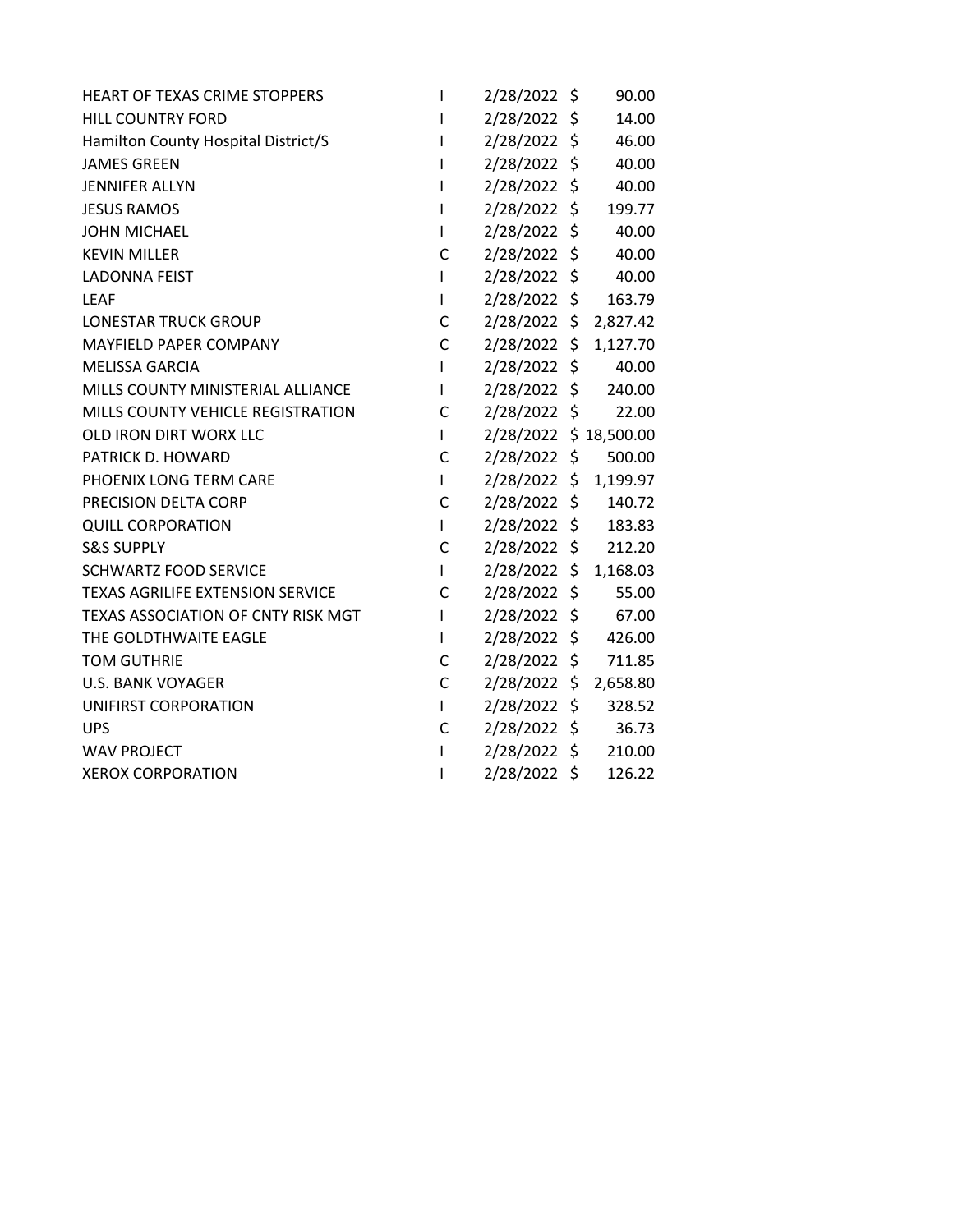| | | | |
|---|---|---|---|
| HEART OF TEXAS CRIME STOPPERS | I | 2/28/2022 | $ 90.00 |
| HILL COUNTRY FORD | I | 2/28/2022 | $ 14.00 |
| Hamilton County Hospital District/S | I | 2/28/2022 | $ 46.00 |
| JAMES GREEN | I | 2/28/2022 | $ 40.00 |
| JENNIFER ALLYN | I | 2/28/2022 | $ 40.00 |
| JESUS RAMOS | I | 2/28/2022 | $ 199.77 |
| JOHN MICHAEL | I | 2/28/2022 | $ 40.00 |
| KEVIN MILLER | C | 2/28/2022 | $ 40.00 |
| LADONNA FEIST | I | 2/28/2022 | $ 40.00 |
| LEAF | I | 2/28/2022 | $ 163.79 |
| LONESTAR TRUCK GROUP | C | 2/28/2022 | $ 2,827.42 |
| MAYFIELD PAPER COMPANY | C | 2/28/2022 | $ 1,127.70 |
| MELISSA GARCIA | I | 2/28/2022 | $ 40.00 |
| MILLS COUNTY MINISTERIAL ALLIANCE | I | 2/28/2022 | $ 240.00 |
| MILLS COUNTY VEHICLE REGISTRATION | C | 2/28/2022 | $ 22.00 |
| OLD IRON DIRT WORX LLC | I | 2/28/2022 | $ 18,500.00 |
| PATRICK D. HOWARD | C | 2/28/2022 | $ 500.00 |
| PHOENIX LONG TERM CARE | I | 2/28/2022 | $ 1,199.97 |
| PRECISION DELTA CORP | C | 2/28/2022 | $ 140.72 |
| QUILL CORPORATION | I | 2/28/2022 | $ 183.83 |
| S&S SUPPLY | C | 2/28/2022 | $ 212.20 |
| SCHWARTZ FOOD SERVICE | I | 2/28/2022 | $ 1,168.03 |
| TEXAS AGRILIFE EXTENSION SERVICE | C | 2/28/2022 | $ 55.00 |
| TEXAS ASSOCIATION OF CNTY RISK MGT | I | 2/28/2022 | $ 67.00 |
| THE GOLDTHWAITE EAGLE | I | 2/28/2022 | $ 426.00 |
| TOM GUTHRIE | C | 2/28/2022 | $ 711.85 |
| U.S. BANK VOYAGER | C | 2/28/2022 | $ 2,658.80 |
| UNIFIRST CORPORATION | I | 2/28/2022 | $ 328.52 |
| UPS | C | 2/28/2022 | $ 36.73 |
| WAV PROJECT | I | 2/28/2022 | $ 210.00 |
| XEROX CORPORATION | I | 2/28/2022 | $ 126.22 |